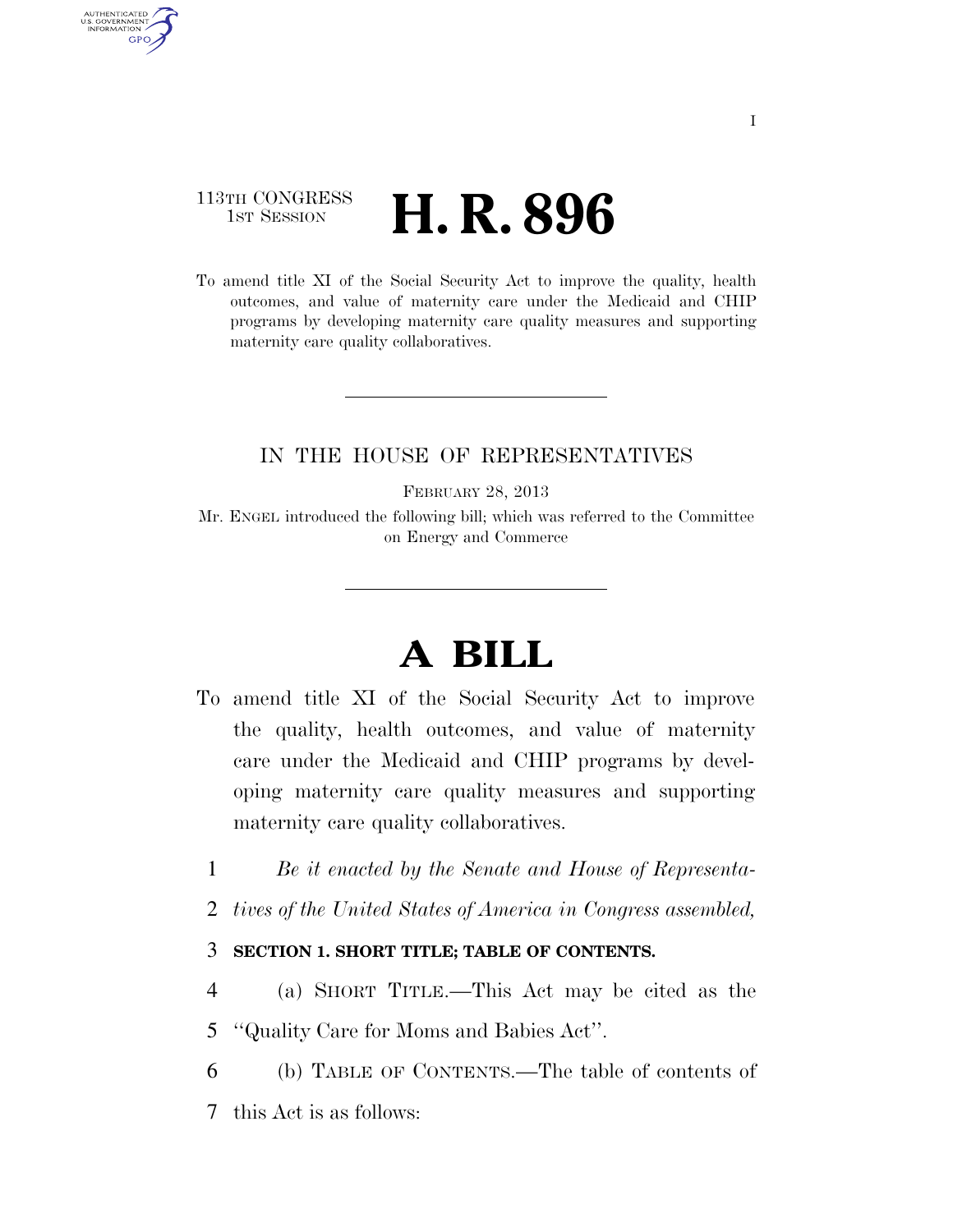113TH CONGRESS
1ST SESSION

# H. R. 896

To amend title XI of the Social Security Act to improve the quality, health outcomes, and value of maternity care under the Medicaid and CHIP programs by developing maternity care quality measures and supporting maternity care quality collaboratives.

IN THE HOUSE OF REPRESENTATIVES

FEBRUARY 28, 2013

Mr. ENGEL introduced the following bill; which was referred to the Committee on Energy and Commerce

# A BILL

To amend title XI of the Social Security Act to improve the quality, health outcomes, and value of maternity care under the Medicaid and CHIP programs by developing maternity care quality measures and supporting maternity care quality collaboratives.

1 *Be it enacted by the Senate and House of Representa-*
2 *tives of the United States of America in Congress assembled,*

3 **SECTION 1. SHORT TITLE; TABLE OF CONTENTS.**

4 (a) SHORT TITLE.—This Act may be cited as the
5 "Quality Care for Moms and Babies Act".

6 (b) TABLE OF CONTENTS.—The table of contents of
7 this Act is as follows: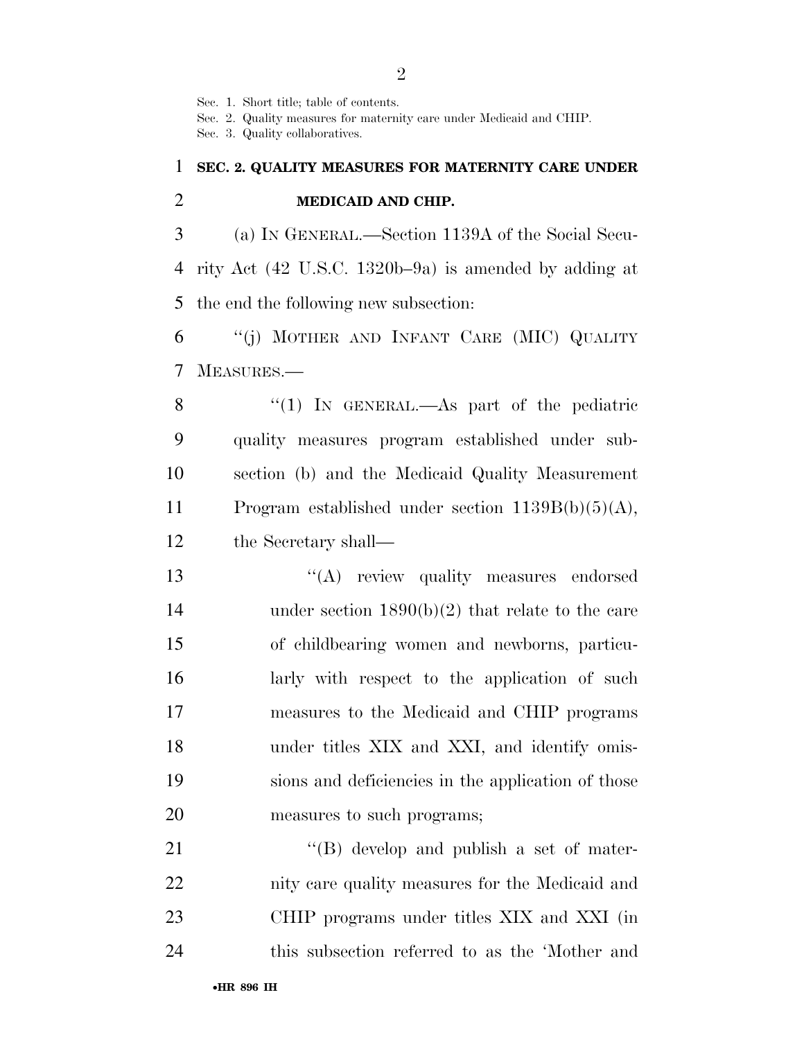Sec. 1. Short title; table of contents.
Sec. 2. Quality measures for maternity care under Medicaid and CHIP.
Sec. 3. Quality collaboratives.

## SEC. 2. QUALITY MEASURES FOR MATERNITY CARE UNDER MEDICAID AND CHIP.

(a) IN GENERAL.—Section 1139A of the Social Security Act (42 U.S.C. 1320b–9a) is amended by adding at the end the following new subsection:

"(j) MOTHER AND INFANT CARE (MIC) QUALITY MEASURES.—

"(1) IN GENERAL.—As part of the pediatric quality measures program established under subsection (b) and the Medicaid Quality Measurement Program established under section 1139B(b)(5)(A), the Secretary shall—

"(A) review quality measures endorsed under section 1890(b)(2) that relate to the care of childbearing women and newborns, particularly with respect to the application of such measures to the Medicaid and CHIP programs under titles XIX and XXI, and identify omissions and deficiencies in the application of those measures to such programs;

"(B) develop and publish a set of maternity care quality measures for the Medicaid and CHIP programs under titles XIX and XXI (in this subsection referred to as the 'Mother and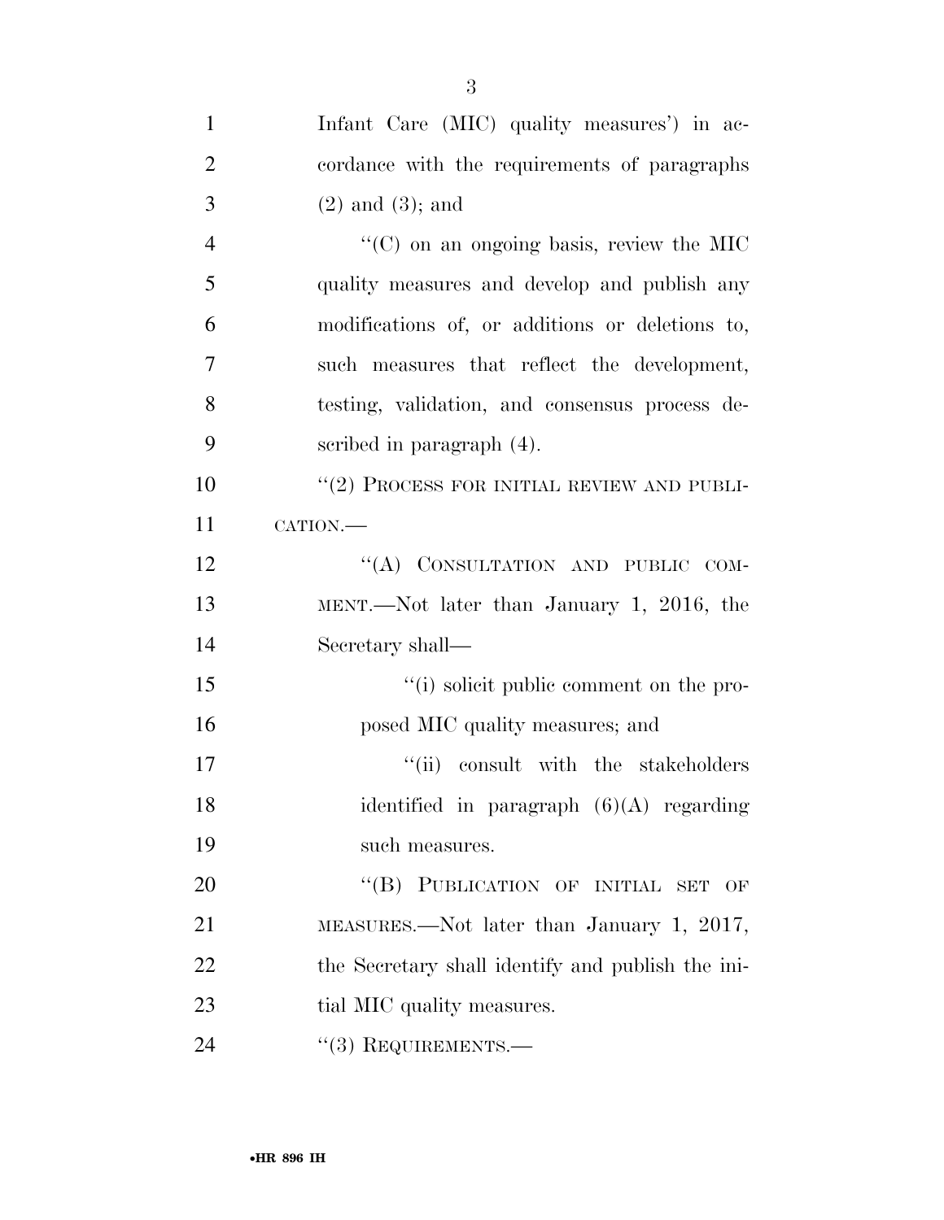Infant Care (MIC) quality measures') in accordance with the requirements of paragraphs (2) and (3); and

"(C) on an ongoing basis, review the MIC quality measures and develop and publish any modifications of, or additions or deletions to, such measures that reflect the development, testing, validation, and consensus process described in paragraph (4).

"(2) PROCESS FOR INITIAL REVIEW AND PUBLICATION.—

"(A) CONSULTATION AND PUBLIC COMMENT.—Not later than January 1, 2016, the Secretary shall—

"(i) solicit public comment on the proposed MIC quality measures; and

"(ii) consult with the stakeholders identified in paragraph (6)(A) regarding such measures.

"(B) PUBLICATION OF INITIAL SET OF MEASURES.—Not later than January 1, 2017, the Secretary shall identify and publish the initial MIC quality measures.

"(3) REQUIREMENTS.—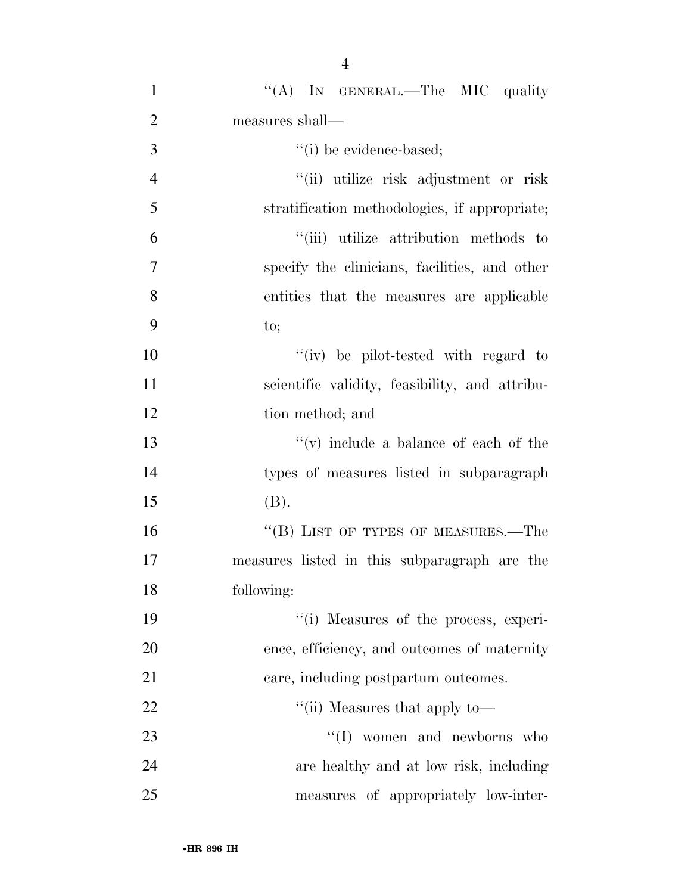''(A) IN GENERAL.—The MIC quality measures shall—

''(i) be evidence-based;

''(ii) utilize risk adjustment or risk stratification methodologies, if appropriate;

''(iii) utilize attribution methods to specify the clinicians, facilities, and other entities that the measures are applicable to;

''(iv) be pilot-tested with regard to scientific validity, feasibility, and attribution method; and

''(v) include a balance of each of the types of measures listed in subparagraph (B).

''(B) LIST OF TYPES OF MEASURES.—The measures listed in this subparagraph are the following:

''(i) Measures of the process, experience, efficiency, and outcomes of maternity care, including postpartum outcomes.

''(ii) Measures that apply to—

''(I) women and newborns who are healthy and at low risk, including measures of appropriately low-inter-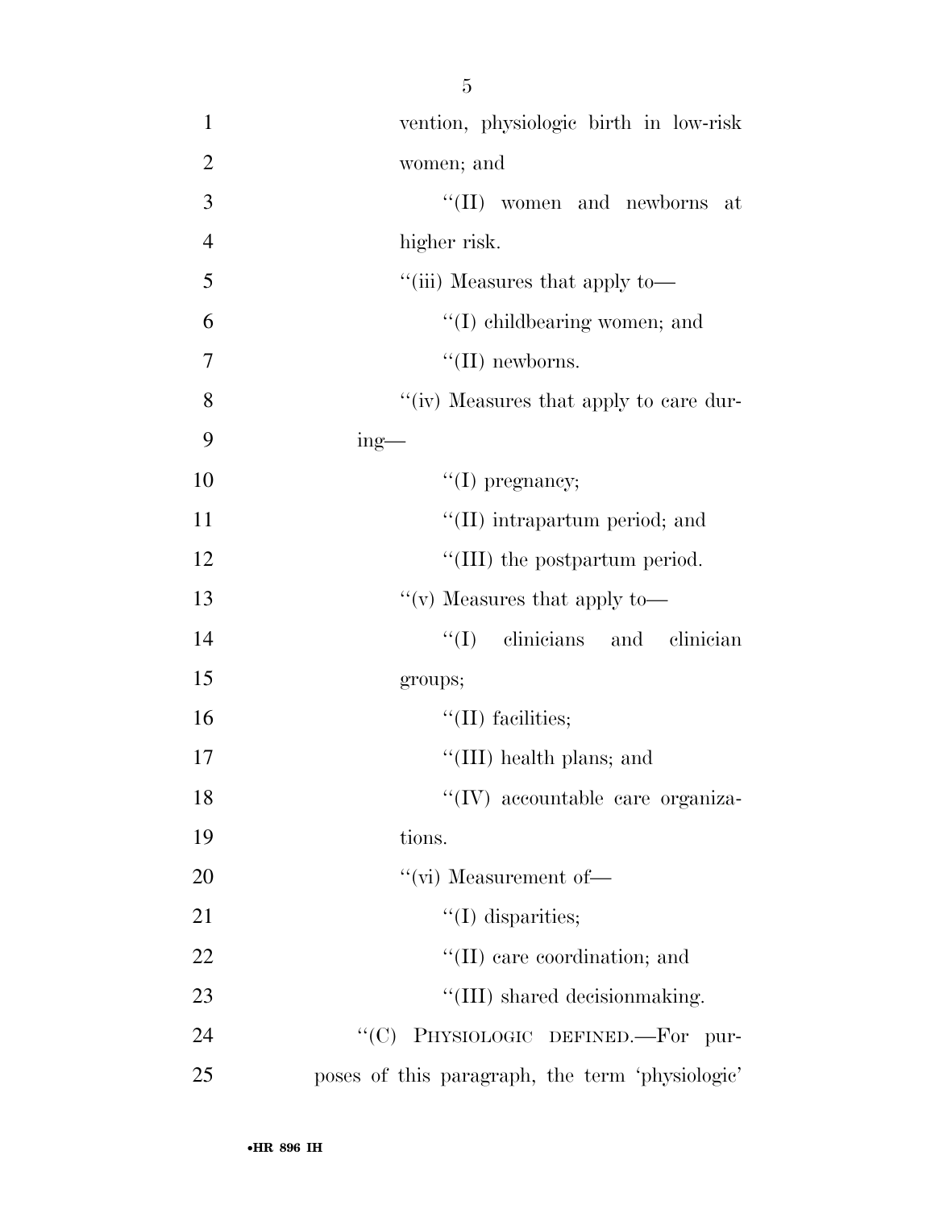vention, physiologic birth in low-risk women; and

''(II) women and newborns at higher risk.

''(iii) Measures that apply to—

''(I) childbearing women; and

''(II) newborns.

''(iv) Measures that apply to care during—

''(I) pregnancy;

''(II) intrapartum period; and

''(III) the postpartum period.

''(v) Measures that apply to—

''(I) clinicians and clinician groups;

''(II) facilities;

''(III) health plans; and

''(IV) accountable care organizations.

''(vi) Measurement of—

''(I) disparities;

''(II) care coordination; and

''(III) shared decisionmaking.

''(C) PHYSIOLOGIC DEFINED.—For purposes of this paragraph, the term 'physiologic'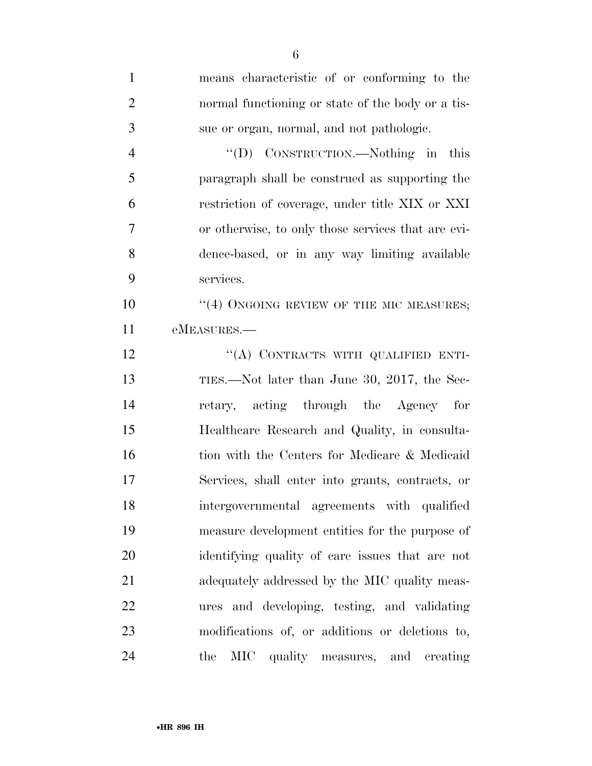means characteristic of or conforming to the normal functioning or state of the body or a tissue or organ, normal, and not pathologic.

"(D) CONSTRUCTION.—Nothing in this paragraph shall be construed as supporting the restriction of coverage, under title XIX or XXI or otherwise, to only those services that are evidence-based, or in any way limiting available services.

"(4) ONGOING REVIEW OF THE MIC MEASURES; eMEASURES.—

"(A) CONTRACTS WITH QUALIFIED ENTITIES.—Not later than June 30, 2017, the Secretary, acting through the Agency for Healthcare Research and Quality, in consultation with the Centers for Medicare & Medicaid Services, shall enter into grants, contracts, or intergovernmental agreements with qualified measure development entities for the purpose of identifying quality of care issues that are not adequately addressed by the MIC quality measures and developing, testing, and validating modifications of, or additions or deletions to, the MIC quality measures, and creating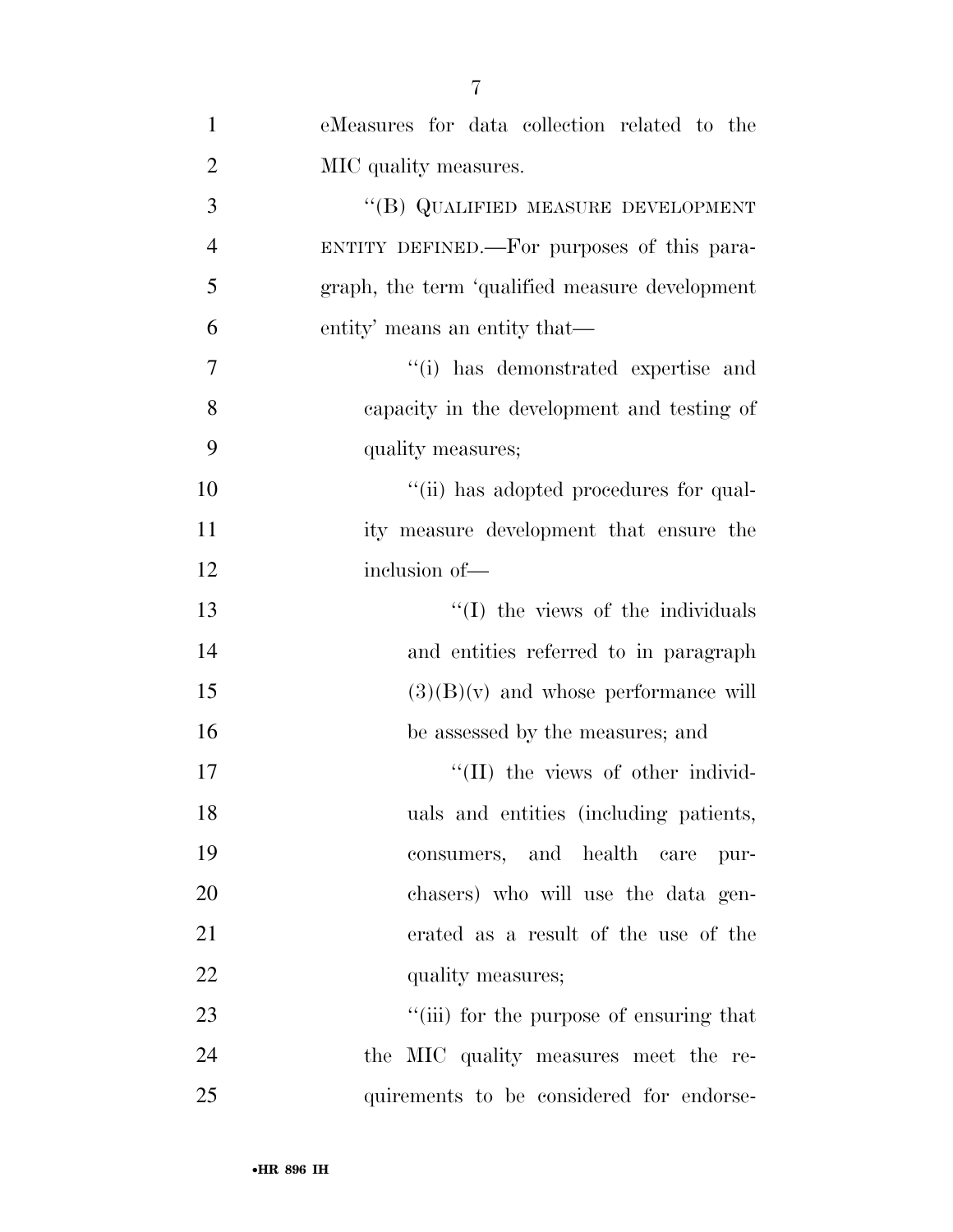eMeasures for data collection related to the MIC quality measures.

"(B) QUALIFIED MEASURE DEVELOPMENT ENTITY DEFINED.—For purposes of this paragraph, the term 'qualified measure development entity' means an entity that—

"(i) has demonstrated expertise and capacity in the development and testing of quality measures;

"(ii) has adopted procedures for quality measure development that ensure the inclusion of—

"(I) the views of the individuals and entities referred to in paragraph (3)(B)(v) and whose performance will be assessed by the measures; and

"(II) the views of other individuals and entities (including patients, consumers, and health care purchasers) who will use the data generated as a result of the use of the quality measures;

"(iii) for the purpose of ensuring that the MIC quality measures meet the requirements to be considered for endorse-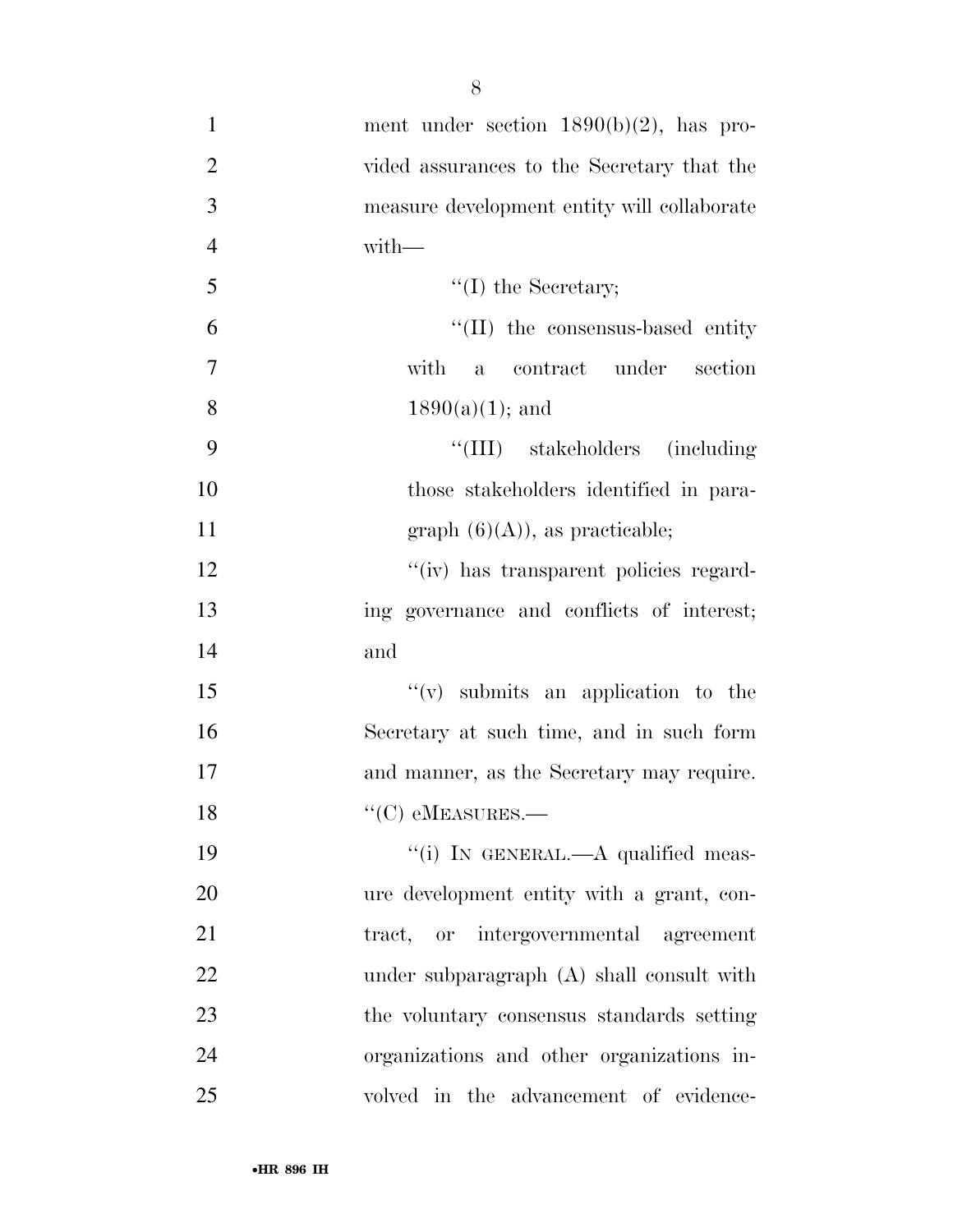ment under section 1890(b)(2), has provided assurances to the Secretary that the measure development entity will collaborate with—

''(I) the Secretary;

''(II) the consensus-based entity with a contract under section 1890(a)(1); and

''(III) stakeholders (including those stakeholders identified in paragraph (6)(A)), as practicable;

''(iv) has transparent policies regarding governance and conflicts of interest; and

''(v) submits an application to the Secretary at such time, and in such form and manner, as the Secretary may require.

''(C) eMEASURES.—

''(i) IN GENERAL.—A qualified measure development entity with a grant, contract, or intergovernmental agreement under subparagraph (A) shall consult with the voluntary consensus standards setting organizations and other organizations involved in the advancement of evidence-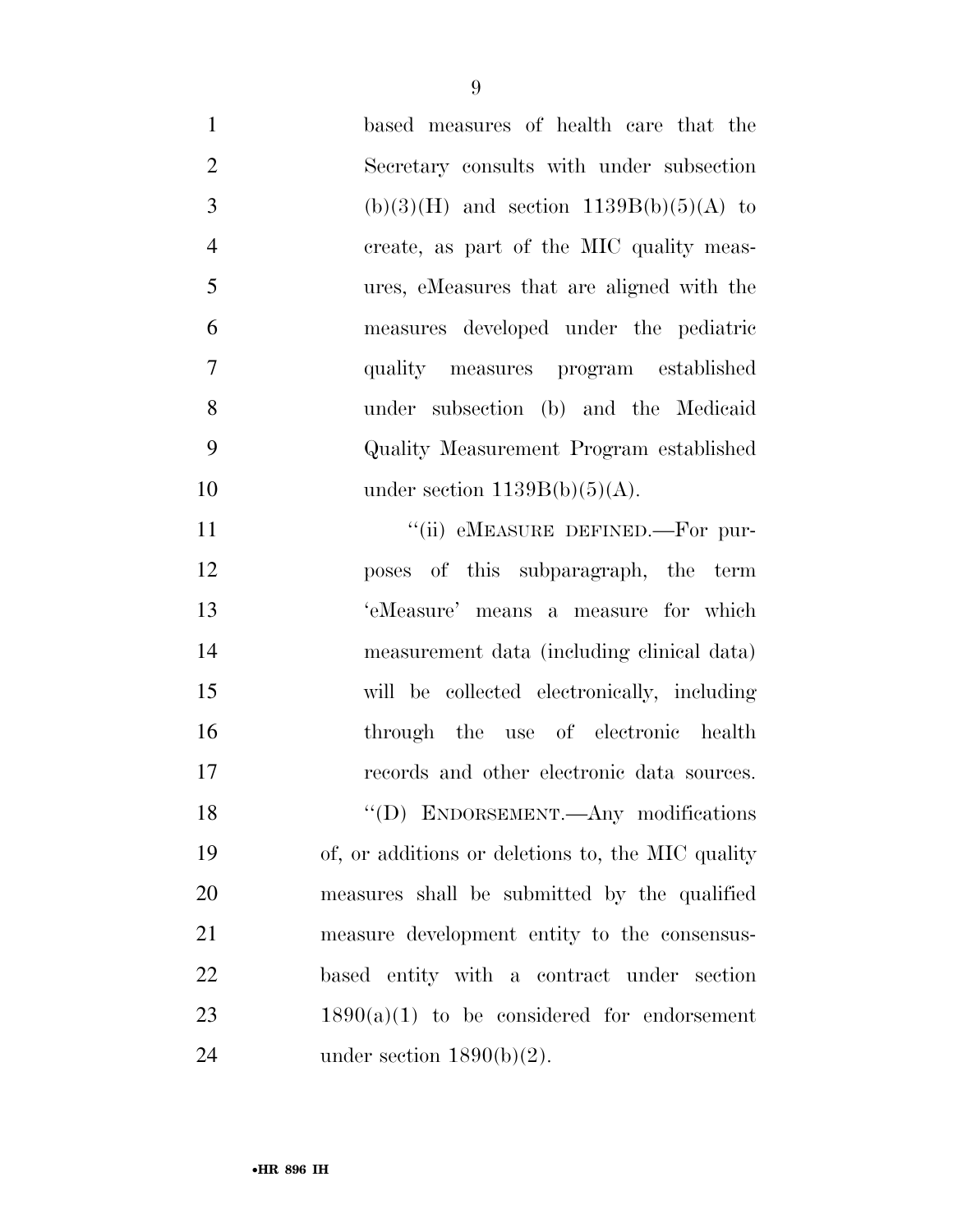based measures of health care that the Secretary consults with under subsection (b)(3)(H) and section 1139B(b)(5)(A) to create, as part of the MIC quality measures, eMeasures that are aligned with the measures developed under the pediatric quality measures program established under subsection (b) and the Medicaid Quality Measurement Program established under section 1139B(b)(5)(A).

"(ii) eMEASURE DEFINED.—For purposes of this subparagraph, the term 'eMeasure' means a measure for which measurement data (including clinical data) will be collected electronically, including through the use of electronic health records and other electronic data sources.

"(D) ENDORSEMENT.—Any modifications of, or additions or deletions to, the MIC quality measures shall be submitted by the qualified measure development entity to the consensus-based entity with a contract under section 1890(a)(1) to be considered for endorsement under section 1890(b)(2).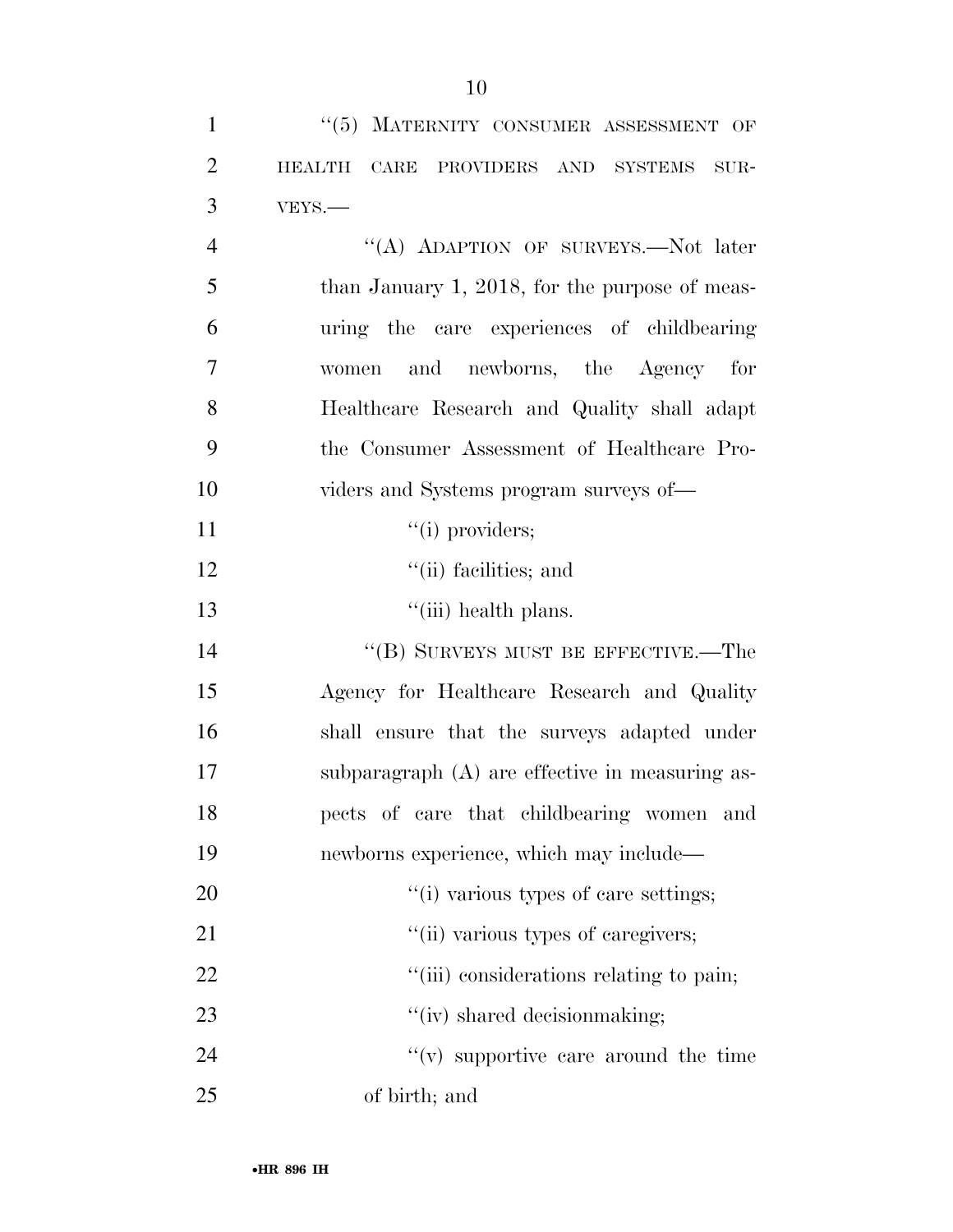"(5) MATERNITY CONSUMER ASSESSMENT OF HEALTH CARE PROVIDERS AND SYSTEMS SURVEYS.—

"(A) ADAPTION OF SURVEYS.—Not later than January 1, 2018, for the purpose of measuring the care experiences of childbearing women and newborns, the Agency for Healthcare Research and Quality shall adapt the Consumer Assessment of Healthcare Providers and Systems program surveys of—

"(i) providers;

"(ii) facilities; and

"(iii) health plans.

"(B) SURVEYS MUST BE EFFECTIVE.—The Agency for Healthcare Research and Quality shall ensure that the surveys adapted under subparagraph (A) are effective in measuring aspects of care that childbearing women and newborns experience, which may include—

"(i) various types of care settings;

"(ii) various types of caregivers;

"(iii) considerations relating to pain;

"(iv) shared decisionmaking;

"(v) supportive care around the time of birth; and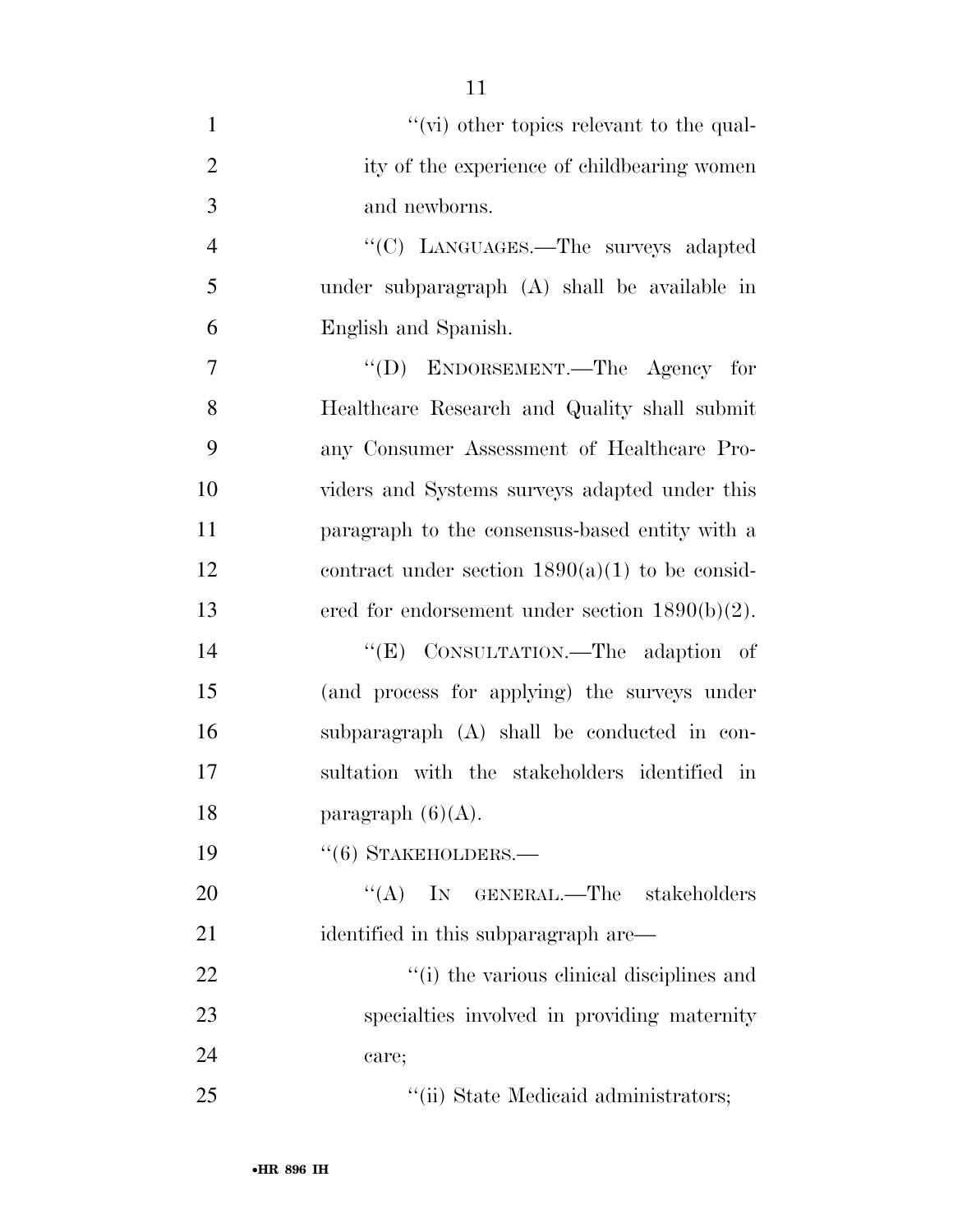''(vi) other topics relevant to the quality of the experience of childbearing women and newborns.

''(C) LANGUAGES.—The surveys adapted under subparagraph (A) shall be available in English and Spanish.

''(D) ENDORSEMENT.—The Agency for Healthcare Research and Quality shall submit any Consumer Assessment of Healthcare Providers and Systems surveys adapted under this paragraph to the consensus-based entity with a contract under section 1890(a)(1) to be considered for endorsement under section 1890(b)(2).

''(E) CONSULTATION.—The adaption of (and process for applying) the surveys under subparagraph (A) shall be conducted in consultation with the stakeholders identified in paragraph (6)(A).

''(6) STAKEHOLDERS.—

''(A) IN GENERAL.—The stakeholders identified in this subparagraph are—

''(i) the various clinical disciplines and specialties involved in providing maternity care;

''(ii) State Medicaid administrators;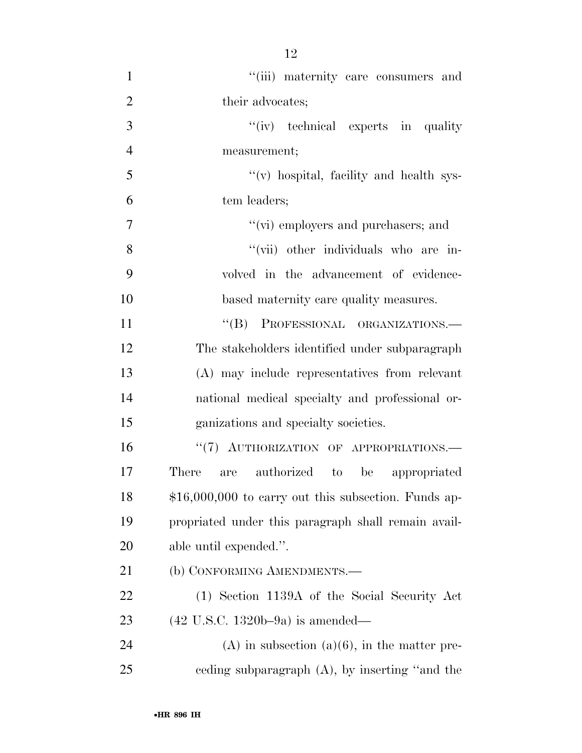''(iii) maternity care consumers and their advocates;

''(iv) technical experts in quality measurement;

''(v) hospital, facility and health system leaders;

''(vi) employers and purchasers; and

''(vii) other individuals who are involved in the advancement of evidence-based maternity care quality measures.

''(B) PROFESSIONAL ORGANIZATIONS.—The stakeholders identified under subparagraph (A) may include representatives from relevant national medical specialty and professional organizations and specialty societies.

''(7) AUTHORIZATION OF APPROPRIATIONS.—There are authorized to be appropriated $16,000,000 to carry out this subsection. Funds appropriated under this paragraph shall remain available until expended.''.

(b) CONFORMING AMENDMENTS.—

(1) Section 1139A of the Social Security Act (42 U.S.C. 1320b–9a) is amended—

(A) in subsection (a)(6), in the matter preceding subparagraph (A), by inserting ''and the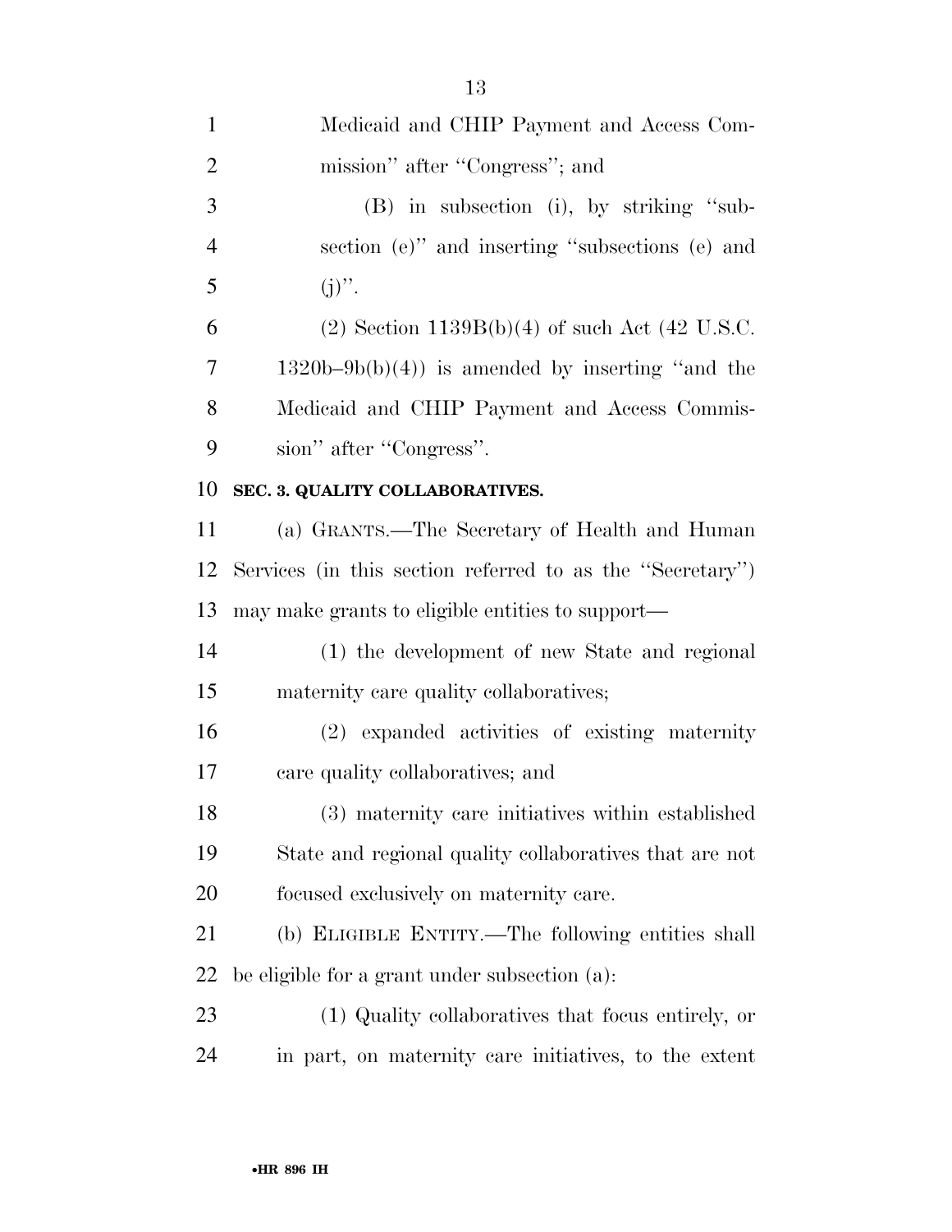Medicaid and CHIP Payment and Access Commission'' after ''Congress''; and

(B) in subsection (i), by striking ''subsection (e)'' and inserting ''subsections (e) and (j)''.

(2) Section 1139B(b)(4) of such Act (42 U.S.C. 1320b–9b(b)(4)) is amended by inserting ''and the Medicaid and CHIP Payment and Access Commission'' after ''Congress''.

**SEC. 3. QUALITY COLLABORATIVES.**

(a) GRANTS.—The Secretary of Health and Human Services (in this section referred to as the ''Secretary'') may make grants to eligible entities to support—

(1) the development of new State and regional maternity care quality collaboratives;

(2) expanded activities of existing maternity care quality collaboratives; and

(3) maternity care initiatives within established State and regional quality collaboratives that are not focused exclusively on maternity care.

(b) ELIGIBLE ENTITY.—The following entities shall be eligible for a grant under subsection (a):

(1) Quality collaboratives that focus entirely, or in part, on maternity care initiatives, to the extent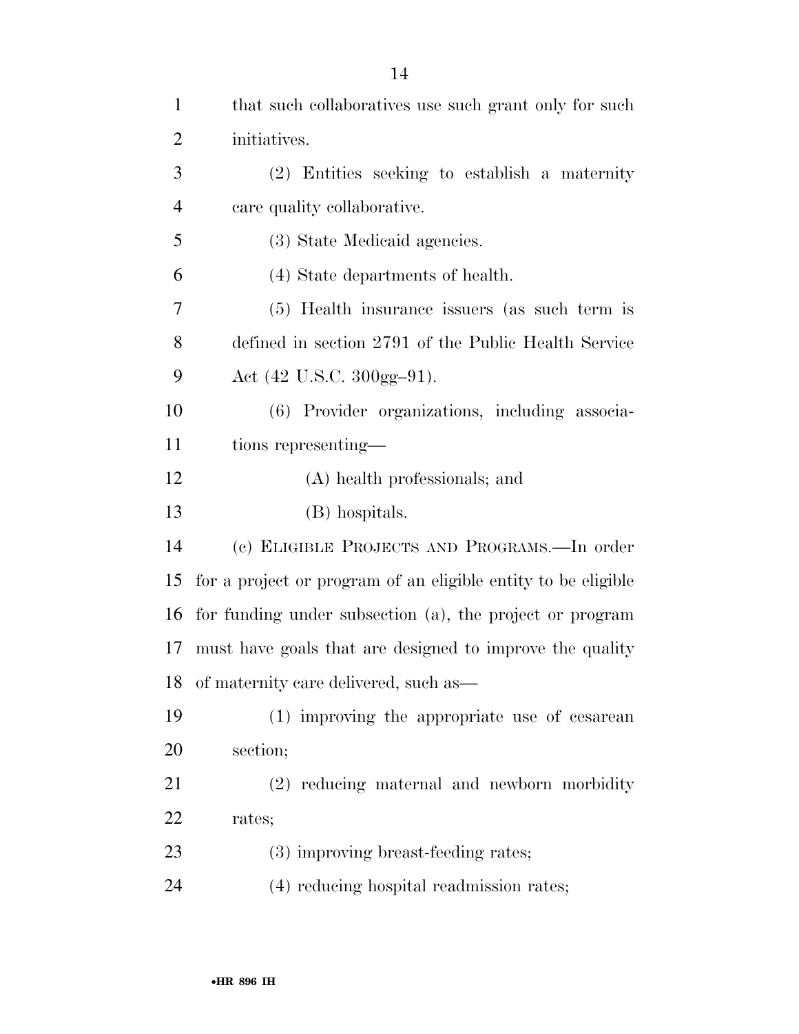that such collaboratives use such grant only for such initiatives.

(2) Entities seeking to establish a maternity care quality collaborative.

(3) State Medicaid agencies.

(4) State departments of health.

(5) Health insurance issuers (as such term is defined in section 2791 of the Public Health Service Act (42 U.S.C. 300gg–91).

(6) Provider organizations, including associations representing—

(A) health professionals; and

(B) hospitals.

(c) ELIGIBLE PROJECTS AND PROGRAMS.—In order for a project or program of an eligible entity to be eligible for funding under subsection (a), the project or program must have goals that are designed to improve the quality of maternity care delivered, such as—

(1) improving the appropriate use of cesarean section;

(2) reducing maternal and newborn morbidity rates;

(3) improving breast-feeding rates;

(4) reducing hospital readmission rates;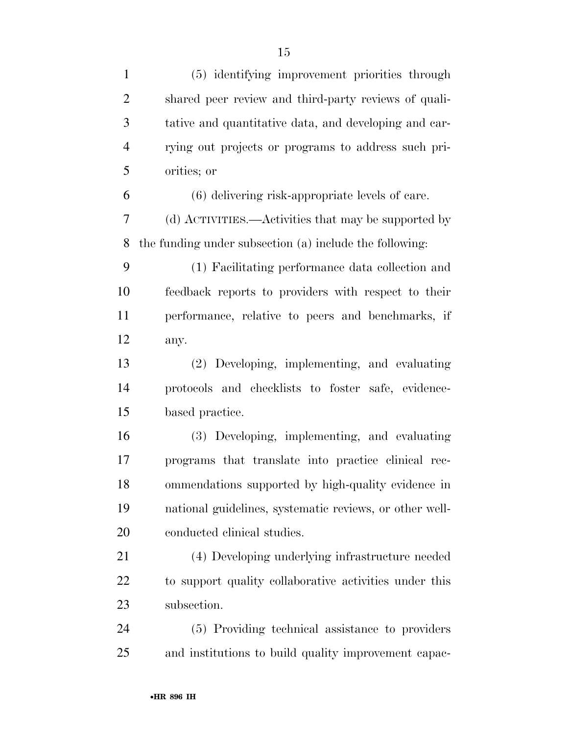(5) identifying improvement priorities through shared peer review and third-party reviews of qualitative and quantitative data, and developing and carrying out projects or programs to address such priorities; or

(6) delivering risk-appropriate levels of care.

(d) ACTIVITIES.—Activities that may be supported by the funding under subsection (a) include the following:

(1) Facilitating performance data collection and feedback reports to providers with respect to their performance, relative to peers and benchmarks, if any.

(2) Developing, implementing, and evaluating protocols and checklists to foster safe, evidence-based practice.

(3) Developing, implementing, and evaluating programs that translate into practice clinical recommendations supported by high-quality evidence in national guidelines, systematic reviews, or other well-conducted clinical studies.

(4) Developing underlying infrastructure needed to support quality collaborative activities under this subsection.

(5) Providing technical assistance to providers and institutions to build quality improvement capac-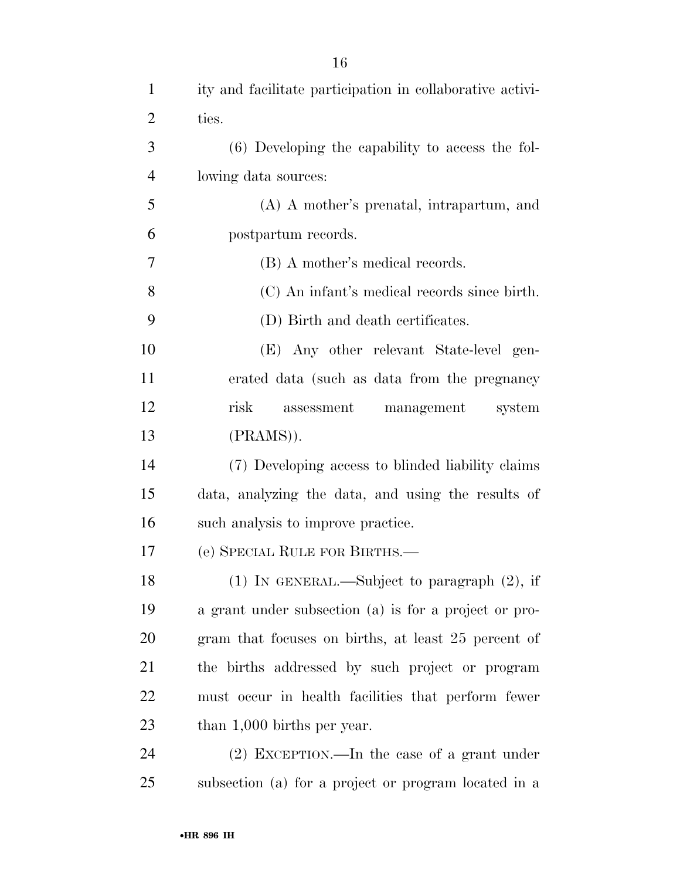ity and facilitate participation in collaborative activities.

(6) Developing the capability to access the following data sources:

(A) A mother's prenatal, intrapartum, and postpartum records.

(B) A mother's medical records.

(C) An infant's medical records since birth.

(D) Birth and death certificates.

(E) Any other relevant State-level generated data (such as data from the pregnancy risk assessment management system (PRAMS)).

(7) Developing access to blinded liability claims data, analyzing the data, and using the results of such analysis to improve practice.

(e) SPECIAL RULE FOR BIRTHS.—

(1) IN GENERAL.—Subject to paragraph (2), if a grant under subsection (a) is for a project or program that focuses on births, at least 25 percent of the births addressed by such project or program must occur in health facilities that perform fewer than 1,000 births per year.

(2) EXCEPTION.—In the case of a grant under subsection (a) for a project or program located in a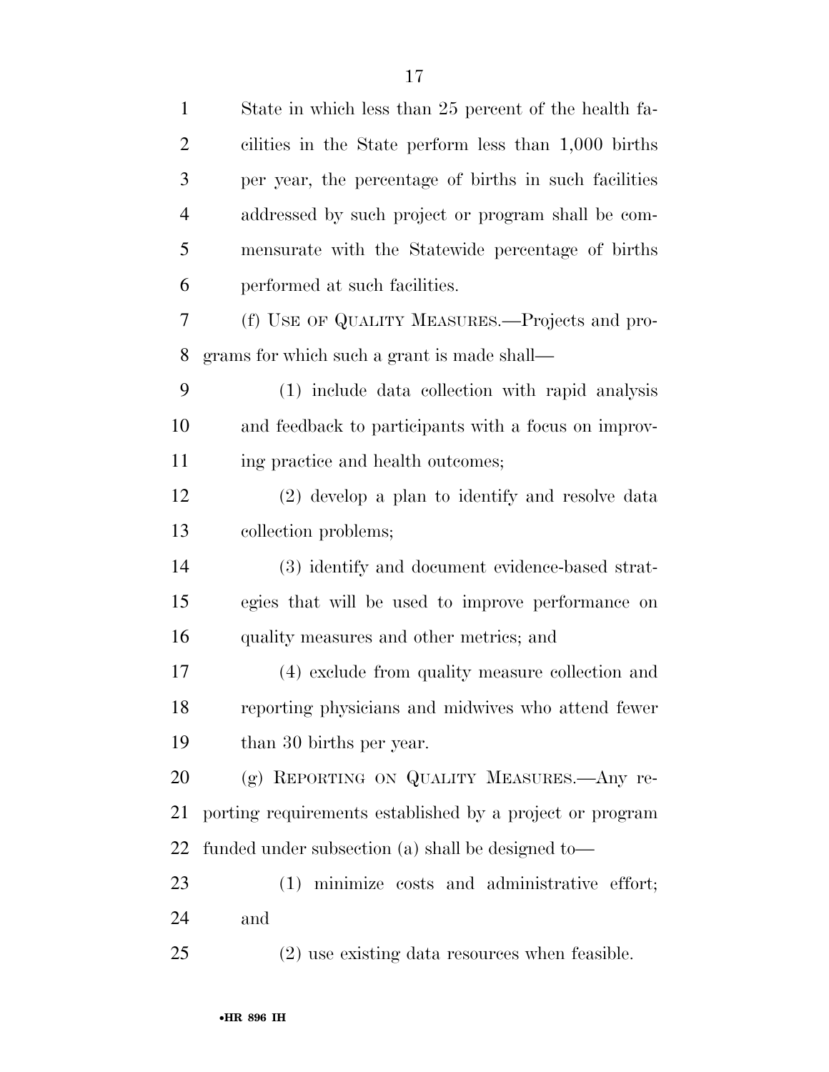State in which less than 25 percent of the health facilities in the State perform less than 1,000 births per year, the percentage of births in such facilities addressed by such project or program shall be commensurate with the Statewide percentage of births performed at such facilities.

(f) USE OF QUALITY MEASURES.—Projects and programs for which such a grant is made shall—

(1) include data collection with rapid analysis and feedback to participants with a focus on improving practice and health outcomes;

(2) develop a plan to identify and resolve data collection problems;

(3) identify and document evidence-based strategies that will be used to improve performance on quality measures and other metrics; and

(4) exclude from quality measure collection and reporting physicians and midwives who attend fewer than 30 births per year.

(g) REPORTING ON QUALITY MEASURES.—Any reporting requirements established by a project or program funded under subsection (a) shall be designed to—

(1) minimize costs and administrative effort; and

(2) use existing data resources when feasible.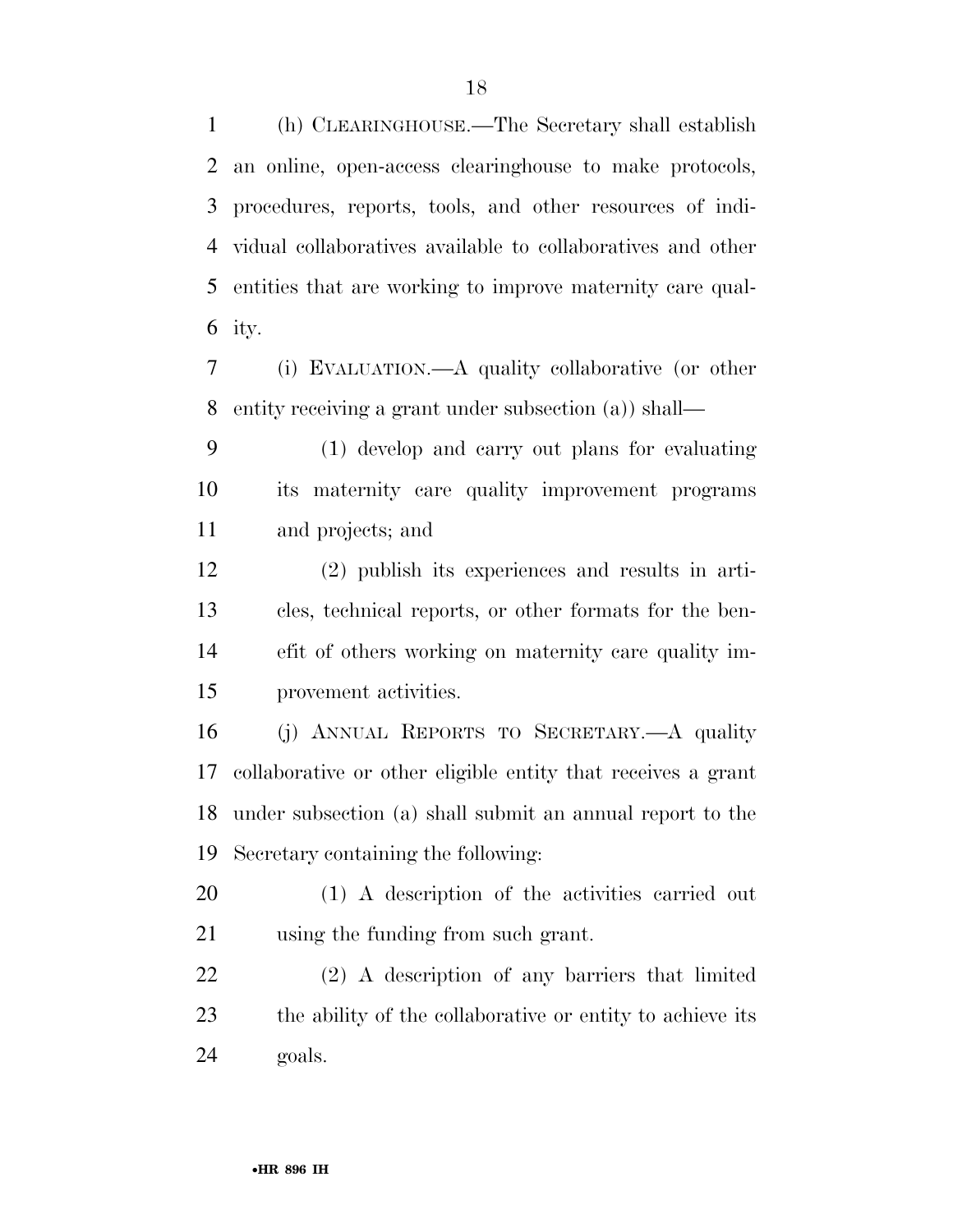(h) CLEARINGHOUSE.—The Secretary shall establish an online, open-access clearinghouse to make protocols, procedures, reports, tools, and other resources of individual collaboratives available to collaboratives and other entities that are working to improve maternity care quality.

(i) EVALUATION.—A quality collaborative (or other entity receiving a grant under subsection (a)) shall—

(1) develop and carry out plans for evaluating its maternity care quality improvement programs and projects; and

(2) publish its experiences and results in articles, technical reports, or other formats for the benefit of others working on maternity care quality improvement activities.

(j) ANNUAL REPORTS TO SECRETARY.—A quality collaborative or other eligible entity that receives a grant under subsection (a) shall submit an annual report to the Secretary containing the following:

(1) A description of the activities carried out using the funding from such grant.

(2) A description of any barriers that limited the ability of the collaborative or entity to achieve its goals.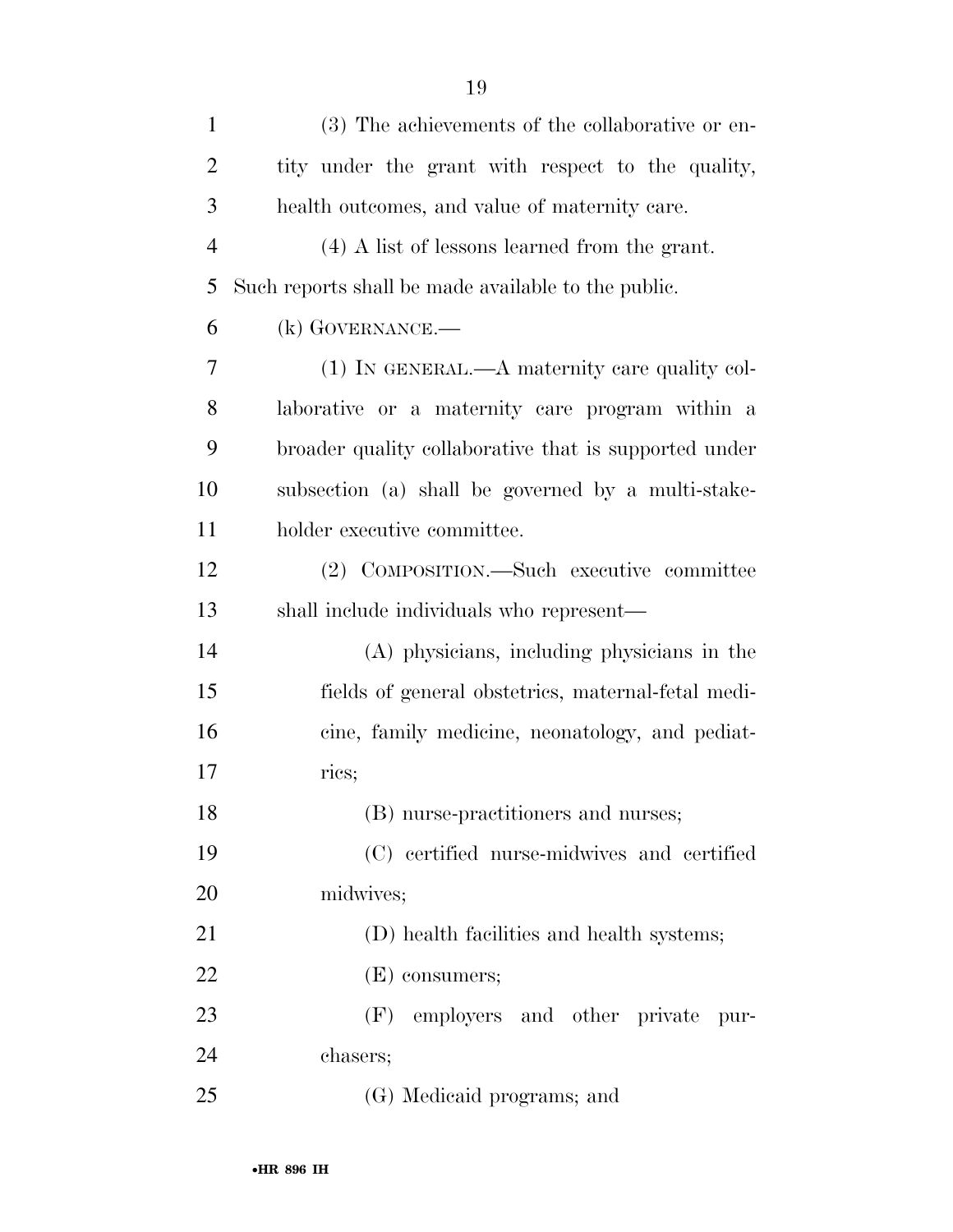(3) The achievements of the collaborative or entity under the grant with respect to the quality, health outcomes, and value of maternity care.

(4) A list of lessons learned from the grant.

Such reports shall be made available to the public.

(k) GOVERNANCE.—

(1) IN GENERAL.—A maternity care quality collaborative or a maternity care program within a broader quality collaborative that is supported under subsection (a) shall be governed by a multi-stakeholder executive committee.

(2) COMPOSITION.—Such executive committee shall include individuals who represent—

(A) physicians, including physicians in the fields of general obstetrics, maternal-fetal medicine, family medicine, neonatology, and pediatrics;

(B) nurse-practitioners and nurses;

(C) certified nurse-midwives and certified midwives;

(D) health facilities and health systems;

(E) consumers;

(F) employers and other private purchasers;

(G) Medicaid programs; and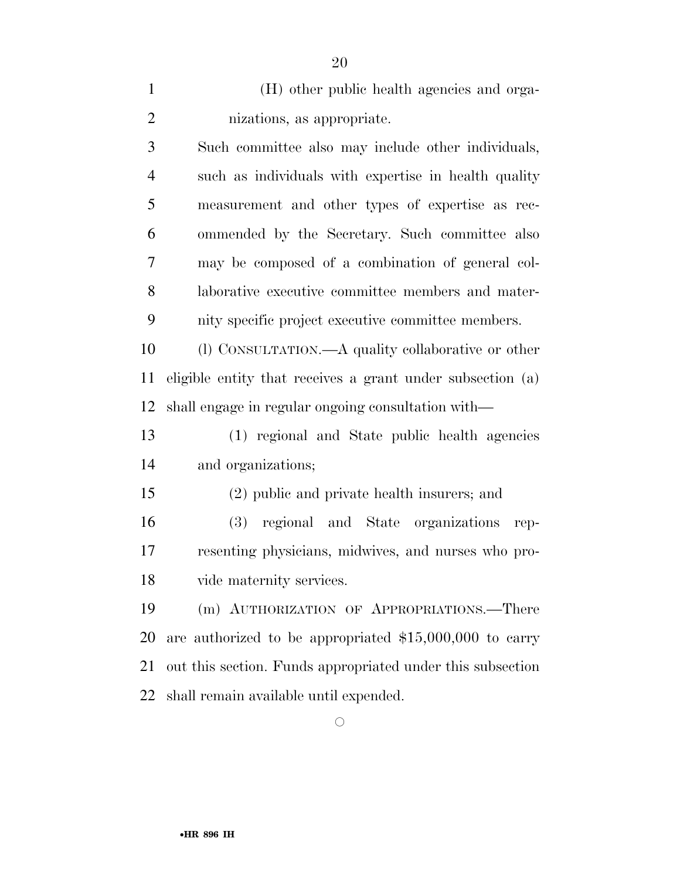(H) other public health agencies and organizations, as appropriate.

Such committee also may include other individuals, such as individuals with expertise in health quality measurement and other types of expertise as recommended by the Secretary. Such committee also may be composed of a combination of general collaborative executive committee members and maternity specific project executive committee members.

(l) CONSULTATION.—A quality collaborative or other eligible entity that receives a grant under subsection (a) shall engage in regular ongoing consultation with—

(1) regional and State public health agencies and organizations;

(2) public and private health insurers; and

(3) regional and State organizations representing physicians, midwives, and nurses who provide maternity services.

(m) AUTHORIZATION OF APPROPRIATIONS.—There are authorized to be appropriated $15,000,000 to carry out this section. Funds appropriated under this subsection shall remain available until expended.

○